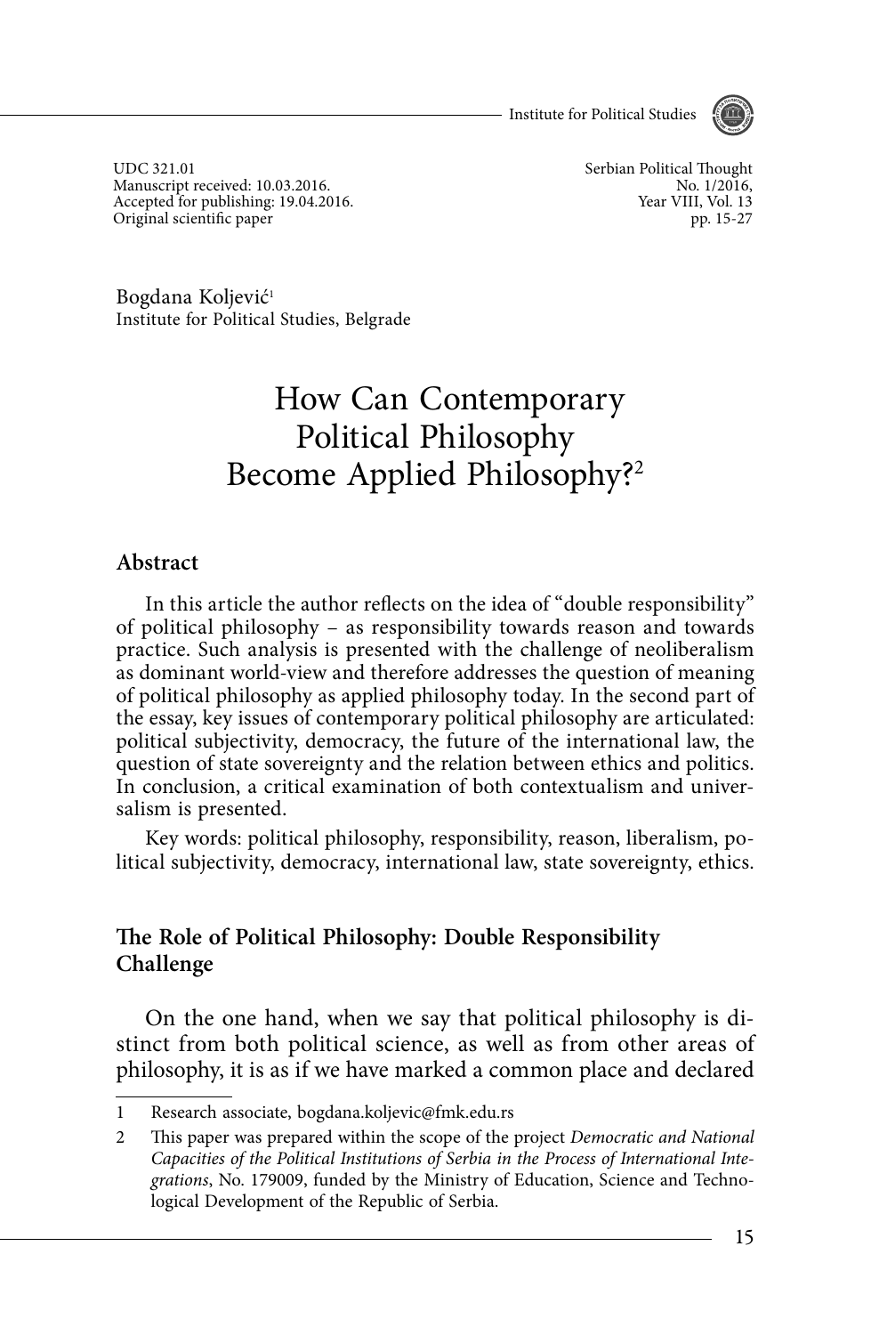UDC 321.01
Manuscript received: 10.03.2016.
Accepted for publishing: 19.04.2016.
Original scientific paper

Serbian Political Thought
No. 1/2016,
Year VIII, Vol. 13
pp. 15-27

Bogdana Koljević[1]
Institute for Political Studies, Belgrade

# How Can Contemporary Political Philosophy Become Applied Philosophy?[2]

## Abstract

In this article the author reflects on the idea of "double responsibility" of political philosophy – as responsibility towards reason and towards practice. Such analysis is presented with the challenge of neoliberalism as dominant world-view and therefore addresses the question of meaning of political philosophy as applied philosophy today. In the second part of the essay, key issues of contemporary political philosophy are articulated: political subjectivity, democracy, the future of the international law, the question of state sovereignty and the relation between ethics and politics. In conclusion, a critical examination of both contextualism and universalism is presented.

Key words: political philosophy, responsibility, reason, liberalism, political subjectivity, democracy, international law, state sovereignty, ethics.

## The Role of Political Philosophy: Double Responsibility Challenge

On the one hand, when we say that political philosophy is distinct from both political science, as well as from other areas of philosophy, it is as if we have marked a common place and declared

---

1 Research associate, bogdana.koljevic@fmk.edu.rs

2 This paper was prepared within the scope of the project *Democratic and National Capacities of the Political Institutions of Serbia in the Process of International Integrations*, No. 179009, funded by the Ministry of Education, Science and Technological Development of the Republic of Serbia.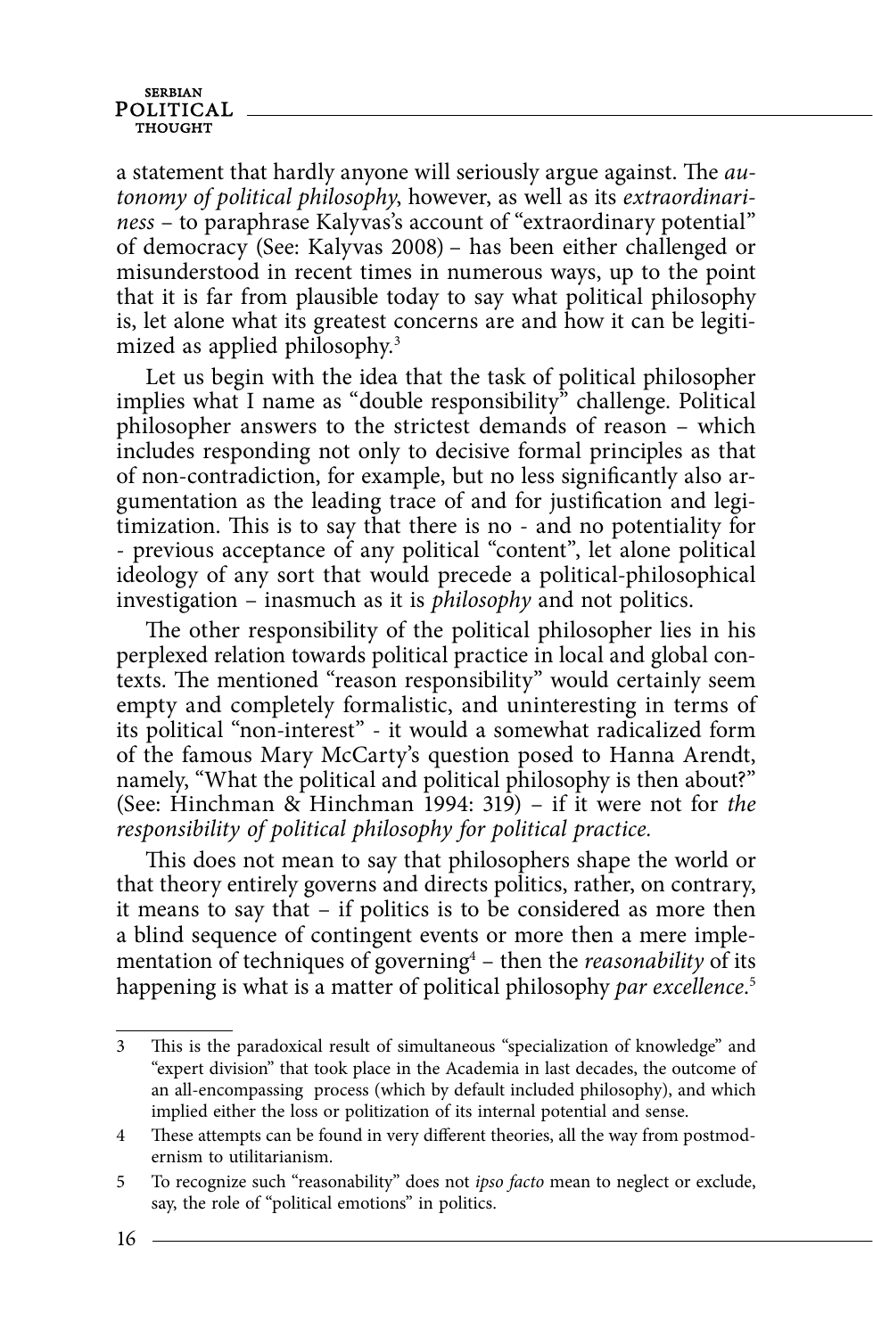a statement that hardly anyone will seriously argue against. The *autonomy of political philosophy*, however, as well as its *extraordinariness* – to paraphrase Kalyvas's account of "extraordinary potential" of democracy (See: Kalyvas 2008) – has been either challenged or misunderstood in recent times in numerous ways, up to the point that it is far from plausible today to say what political philosophy is, let alone what its greatest concerns are and how it can be legitimized as applied philosophy.[3]

Let us begin with the idea that the task of political philosopher implies what I name as "double responsibility" challenge. Political philosopher answers to the strictest demands of reason – which includes responding not only to decisive formal principles as that of non-contradiction, for example, but no less significantly also argumentation as the leading trace of and for justification and legitimization. This is to say that there is no - and no potentiality for - previous acceptance of any political "content", let alone political ideology of any sort that would precede a political-philosophical investigation – inasmuch as it is *philosophy* and not politics.

The other responsibility of the political philosopher lies in his perplexed relation towards political practice in local and global contexts. The mentioned "reason responsibility" would certainly seem empty and completely formalistic, and uninteresting in terms of its political "non-interest" - it would a somewhat radicalized form of the famous Mary McCarty's question posed to Hanna Arendt, namely, "What the political and political philosophy is then about?" (See: Hinchman & Hinchman 1994: 319) – if it were not for *the responsibility of political philosophy for political practice.*

This does not mean to say that philosophers shape the world or that theory entirely governs and directs politics, rather, on contrary, it means to say that – if politics is to be considered as more then a blind sequence of contingent events or more then a mere implementation of techniques of governing[4] – then the *reasonability* of its happening is what is a matter of political philosophy *par excellence*.[5]

---

3 This is the paradoxical result of simultaneous "specialization of knowledge" and "expert division" that took place in the Academia in last decades, the outcome of an all-encompassing process (which by default included philosophy), and which implied either the loss or politization of its internal potential and sense.

4 These attempts can be found in very different theories, all the way from postmodernism to utilitarianism.

5 To recognize such "reasonability" does not *ipso facto* mean to neglect or exclude, say, the role of "political emotions" in politics.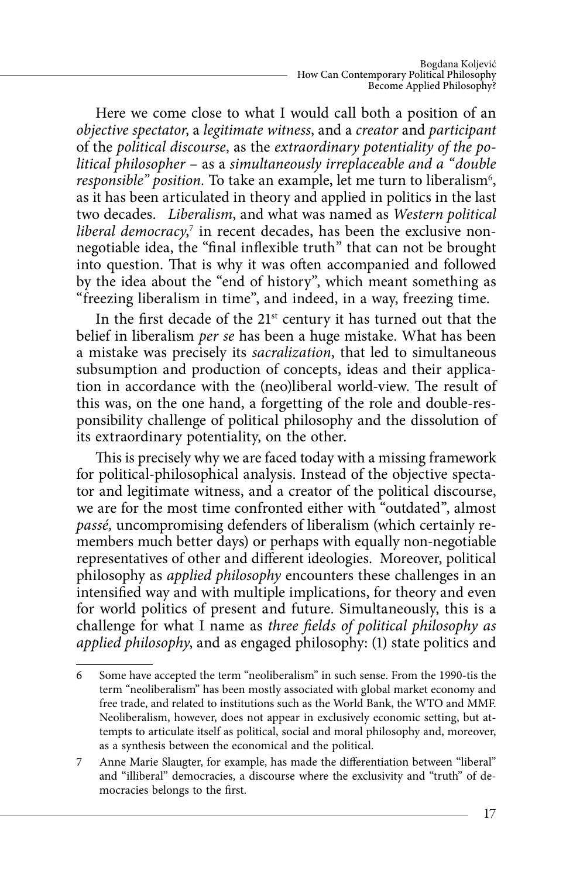Here we come close to what I would call both a position of an *objective spectator*, a *legitimate witness*, and a *creator* and *participant* of the *political discourse*, as the *extraordinary potentiality of the political philosopher* – as a *simultaneously irreplaceable and a "double responsible" position.* To take an example, let me turn to liberalism[6], as it has been articulated in theory and applied in politics in the last two decades. *Liberalism*, and what was named as *Western political liberal democracy*,[7] in recent decades, has been the exclusive non-negotiable idea, the "final inflexible truth" that can not be brought into question. That is why it was often accompanied and followed by the idea about the "end of history", which meant something as "freezing liberalism in time", and indeed, in a way, freezing time.

In the first decade of the 21st century it has turned out that the belief in liberalism *per se* has been a huge mistake. What has been a mistake was precisely its *sacralization*, that led to simultaneous subsumption and production of concepts, ideas and their application in accordance with the (neo)liberal world-view. The result of this was, on the one hand, a forgetting of the role and double-responsibility challenge of political philosophy and the dissolution of its extraordinary potentiality, on the other.

This is precisely why we are faced today with a missing framework for political-philosophical analysis. Instead of the objective spectator and legitimate witness, and a creator of the political discourse, we are for the most time confronted either with "outdated", almost *passé,* uncompromising defenders of liberalism (which certainly remembers much better days) or perhaps with equally non-negotiable representatives of other and different ideologies. Moreover, political philosophy as *applied philosophy* encounters these challenges in an intensified way and with multiple implications, for theory and even for world politics of present and future. Simultaneously, this is a challenge for what I name as *three fields of political philosophy as applied philosophy*, and as engaged philosophy: (1) state politics and

---

6 Some have accepted the term "neoliberalism" in such sense. From the 1990-tis the term "neoliberalism" has been mostly associated with global market economy and free trade, and related to institutions such as the World Bank, the WTO and MMF. Neoliberalism, however, does not appear in exclusively economic setting, but attempts to articulate itself as political, social and moral philosophy and, moreover, as a synthesis between the economical and the political.

7 Anne Marie Slaugter, for example, has made the differentiation between "liberal" and "illiberal" democracies, a discourse where the exclusivity and "truth" of democracies belongs to the first.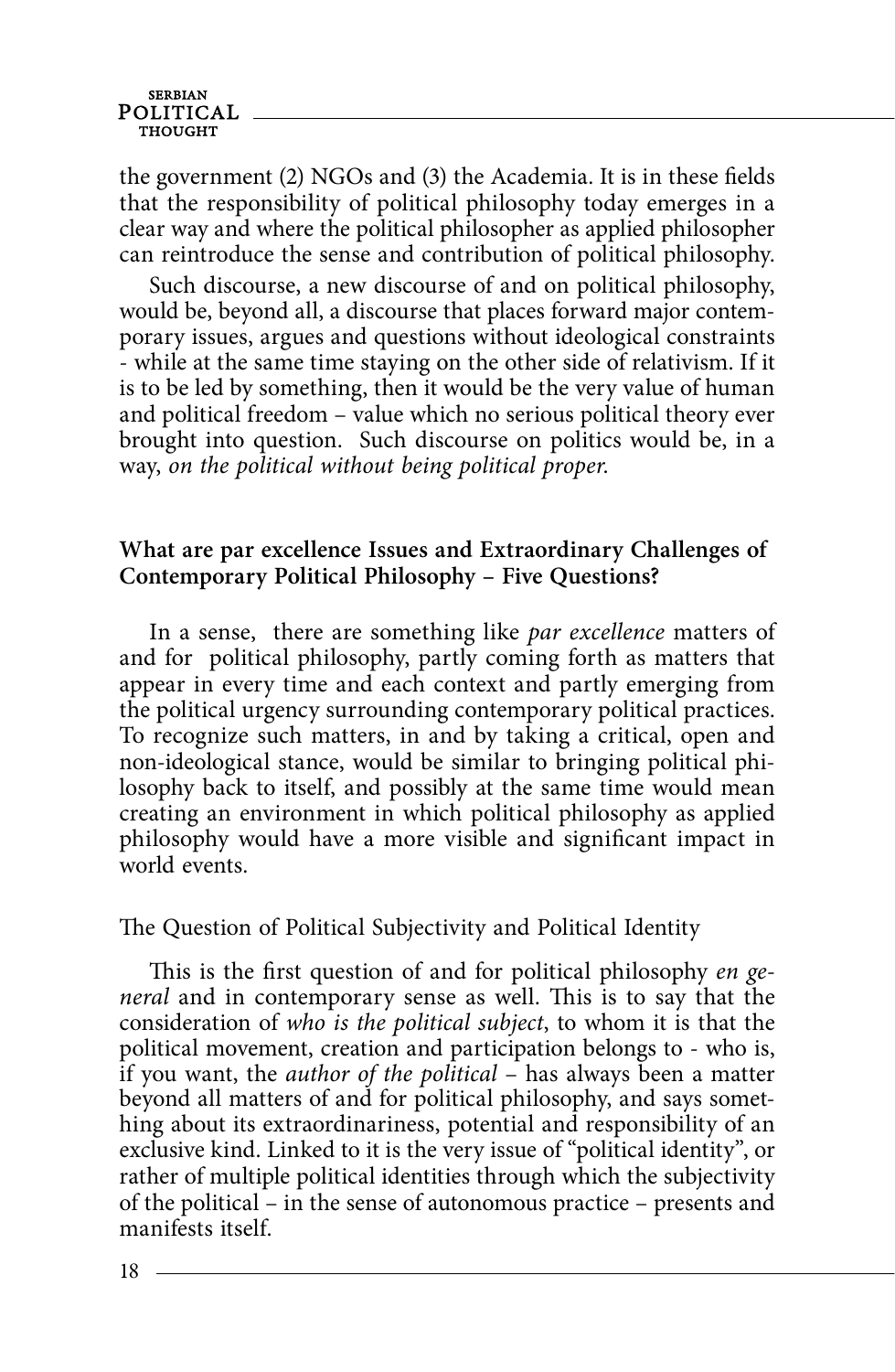the government (2) NGOs and (3) the Academia. It is in these fields that the responsibility of political philosophy today emerges in a clear way and where the political philosopher as applied philosopher can reintroduce the sense and contribution of political philosophy.

Such discourse, a new discourse of and on political philosophy, would be, beyond all, a discourse that places forward major contemporary issues, argues and questions without ideological constraints - while at the same time staying on the other side of relativism. If it is to be led by something, then it would be the very value of human and political freedom – value which no serious political theory ever brought into question. Such discourse on politics would be, in a way, *on the political without being political proper.*

## What are par excellence Issues and Extraordinary Challenges of Contemporary Political Philosophy – Five Questions?

In a sense, there are something like *par excellence* matters of and for political philosophy, partly coming forth as matters that appear in every time and each context and partly emerging from the political urgency surrounding contemporary political practices. To recognize such matters, in and by taking a critical, open and non-ideological stance, would be similar to bringing political philosophy back to itself, and possibly at the same time would mean creating an environment in which political philosophy as applied philosophy would have a more visible and significant impact in world events.

### The Question of Political Subjectivity and Political Identity

This is the first question of and for political philosophy *en general* and in contemporary sense as well. This is to say that the consideration of *who is the political subject*, to whom it is that the political movement, creation and participation belongs to - who is, if you want, the *author of the political* – has always been a matter beyond all matters of and for political philosophy, and says something about its extraordinariness, potential and responsibility of an exclusive kind. Linked to it is the very issue of "political identity", or rather of multiple political identities through which the subjectivity of the political – in the sense of autonomous practice – presents and manifests itself.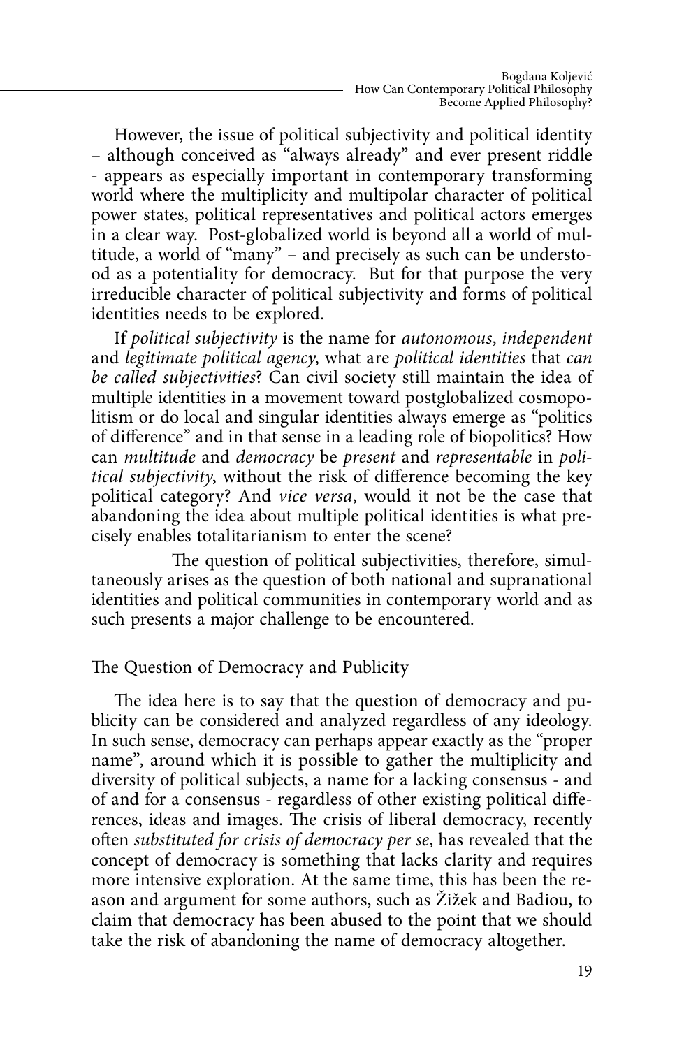However, the issue of political subjectivity and political identity – although conceived as "always already" and ever present riddle - appears as especially important in contemporary transforming world where the multiplicity and multipolar character of political power states, political representatives and political actors emerges in a clear way. Post-globalized world is beyond all a world of multitude, a world of "many" – and precisely as such can be understood as a potentiality for democracy. But for that purpose the very irreducible character of political subjectivity and forms of political identities needs to be explored.

If *political subjectivity* is the name for *autonomous*, *independent* and *legitimate political agency*, what are *political identities* that *can be called subjectivities*? Can civil society still maintain the idea of multiple identities in a movement toward postglobalized cosmopolitism or do local and singular identities always emerge as "politics of difference" and in that sense in a leading role of biopolitics? How can *multitude* and *democracy* be *present* and *representable* in *political subjectivity*, without the risk of difference becoming the key political category? And *vice versa*, would it not be the case that abandoning the idea about multiple political identities is what precisely enables totalitarianism to enter the scene?

The question of political subjectivities, therefore, simultaneously arises as the question of both national and supranational identities and political communities in contemporary world and as such presents a major challenge to be encountered.

## The Question of Democracy and Publicity

The idea here is to say that the question of democracy and publicity can be considered and analyzed regardless of any ideology. In such sense, democracy can perhaps appear exactly as the "proper name", around which it is possible to gather the multiplicity and diversity of political subjects, a name for a lacking consensus - and of and for a consensus - regardless of other existing political differences, ideas and images. The crisis of liberal democracy, recently often *substituted for crisis of democracy per se*, has revealed that the concept of democracy is something that lacks clarity and requires more intensive exploration. At the same time, this has been the reason and argument for some authors, such as Žižek and Badiou, to claim that democracy has been abused to the point that we should take the risk of abandoning the name of democracy altogether.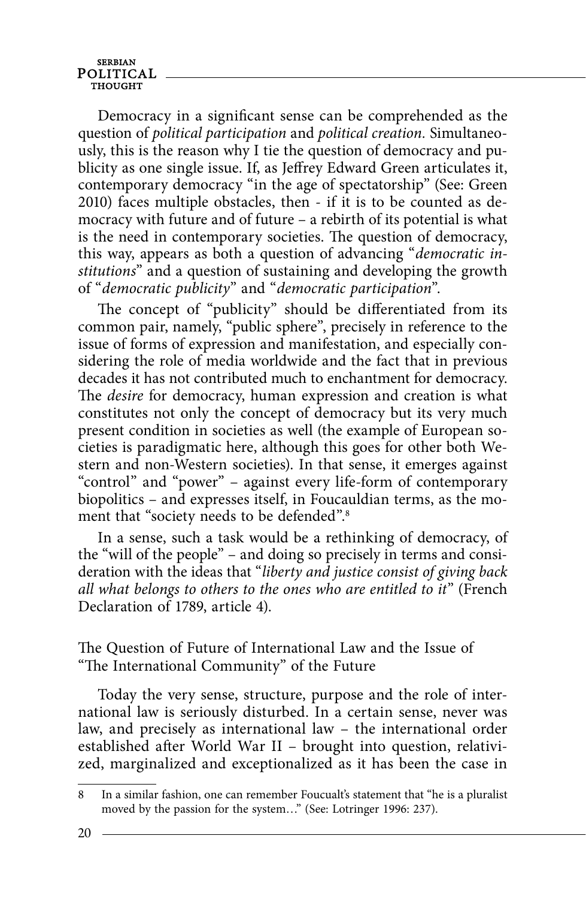Democracy in a significant sense can be comprehended as the question of *political participation* and *political creation.* Simultaneously, this is the reason why I tie the question of democracy and publicity as one single issue. If, as Jeffrey Edward Green articulates it, contemporary democracy "in the age of spectatorship" (See: Green 2010) faces multiple obstacles, then - if it is to be counted as democracy with future and of future – a rebirth of its potential is what is the need in contemporary societies. The question of democracy, this way, appears as both a question of advancing "*democratic institutions*" and a question of sustaining and developing the growth of "*democratic publicity*" and "*democratic participation*".

The concept of "publicity" should be differentiated from its common pair, namely, "public sphere", precisely in reference to the issue of forms of expression and manifestation, and especially considering the role of media worldwide and the fact that in previous decades it has not contributed much to enchantment for democracy. The *desire* for democracy, human expression and creation is what constitutes not only the concept of democracy but its very much present condition in societies as well (the example of European societies is paradigmatic here, although this goes for other both Western and non-Western societies). In that sense, it emerges against "control" and "power" – against every life-form of contemporary biopolitics – and expresses itself, in Foucauldian terms, as the moment that "society needs to be defended".[8]

In a sense, such a task would be a rethinking of democracy, of the "will of the people" – and doing so precisely in terms and consideration with the ideas that "*liberty and justice consist of giving back all what belongs to others to the ones who are entitled to it*" (French Declaration of 1789, article 4).

## The Question of Future of International Law and the Issue of "The International Community" of the Future

Today the very sense, structure, purpose and the role of international law is seriously disturbed. In a certain sense, never was law, and precisely as international law – the international order established after World War II – brought into question, relativized, marginalized and exceptionalized as it has been the case in

8 In a similar fashion, one can remember Foucault's statement that "he is a pluralist moved by the passion for the system…" (See: Lotringer 1996: 237).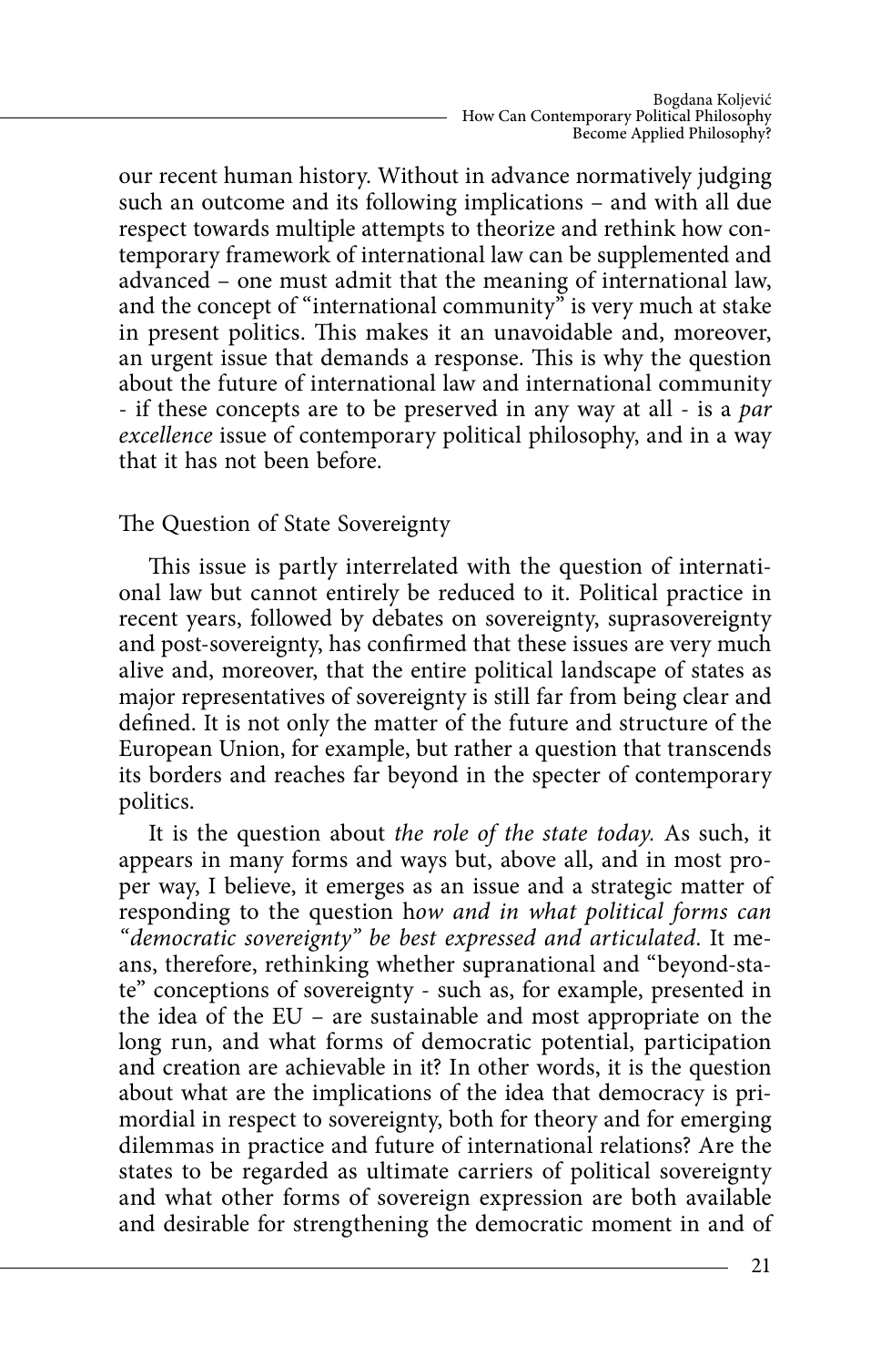our recent human history. Without in advance normatively judging such an outcome and its following implications – and with all due respect towards multiple attempts to theorize and rethink how contemporary framework of international law can be supplemented and advanced – one must admit that the meaning of international law, and the concept of "international community" is very much at stake in present politics. This makes it an unavoidable and, moreover, an urgent issue that demands a response. This is why the question about the future of international law and international community - if these concepts are to be preserved in any way at all - is a *par excellence* issue of contemporary political philosophy, and in a way that it has not been before.

## The Question of State Sovereignty

This issue is partly interrelated with the question of international law but cannot entirely be reduced to it. Political practice in recent years, followed by debates on sovereignty, suprasovereignty and post-sovereignty, has confirmed that these issues are very much alive and, moreover, that the entire political landscape of states as major representatives of sovereignty is still far from being clear and defined. It is not only the matter of the future and structure of the European Union, for example, but rather a question that transcends its borders and reaches far beyond in the specter of contemporary politics.

It is the question about *the role of the state today.* As such, it appears in many forms and ways but, above all, and in most proper way, I believe, it emerges as an issue and a strategic matter of responding to the question h*ow and in what political forms can "democratic sovereignty" be best expressed and articulated*. It means, therefore, rethinking whether supranational and "beyond-state" conceptions of sovereignty - such as, for example, presented in the idea of the EU – are sustainable and most appropriate on the long run, and what forms of democratic potential, participation and creation are achievable in it? In other words, it is the question about what are the implications of the idea that democracy is primordial in respect to sovereignty, both for theory and for emerging dilemmas in practice and future of international relations? Are the states to be regarded as ultimate carriers of political sovereignty and what other forms of sovereign expression are both available and desirable for strengthening the democratic moment in and of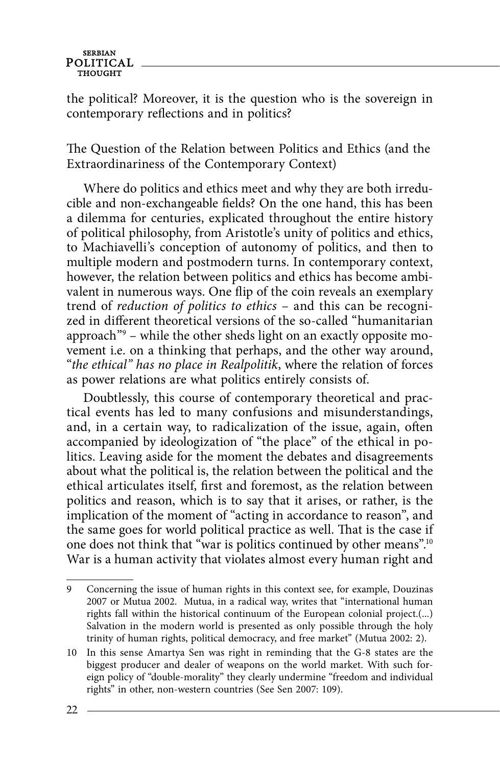the political? Moreover, it is the question who is the sovereign in contemporary reflections and in politics?

## The Question of the Relation between Politics and Ethics (and the Extraordinariness of the Contemporary Context)

Where do politics and ethics meet and why they are both irreducible and non-exchangeable fields? On the one hand, this has been a dilemma for centuries, explicated throughout the entire history of political philosophy, from Aristotle's unity of politics and ethics, to Machiavelli's conception of autonomy of politics, and then to multiple modern and postmodern turns. In contemporary context, however, the relation between politics and ethics has become ambivalent in numerous ways. One flip of the coin reveals an exemplary trend of *reduction of politics to ethics* – and this can be recognized in different theoretical versions of the so-called "humanitarian approach"[9] – while the other sheds light on an exactly opposite movement i.e. on a thinking that perhaps, and the other way around, "*the ethical" has no place in Realpolitik*, where the relation of forces as power relations are what politics entirely consists of.

Doubtlessly, this course of contemporary theoretical and practical events has led to many confusions and misunderstandings, and, in a certain way, to radicalization of the issue, again, often accompanied by ideologization of "the place" of the ethical in politics. Leaving aside for the moment the debates and disagreements about what the political is, the relation between the political and the ethical articulates itself, first and foremost, as the relation between politics and reason, which is to say that it arises, or rather, is the implication of the moment of "acting in accordance to reason", and the same goes for world political practice as well. That is the case if one does not think that "war is politics continued by other means".[10] War is a human activity that violates almost every human right and

---

9 Concerning the issue of human rights in this context see, for example, Douzinas 2007 or Mutua 2002. Mutua, in a radical way, writes that "international human rights fall within the historical continuum of the European colonial project.(...) Salvation in the modern world is presented as only possible through the holy trinity of human rights, political democracy, and free market" (Mutua 2002: 2).

10 In this sense Amartya Sen was right in reminding that the G-8 states are the biggest producer and dealer of weapons on the world market. With such foreign policy of "double-morality" they clearly undermine "freedom and individual rights" in other, non-western countries (See Sen 2007: 109).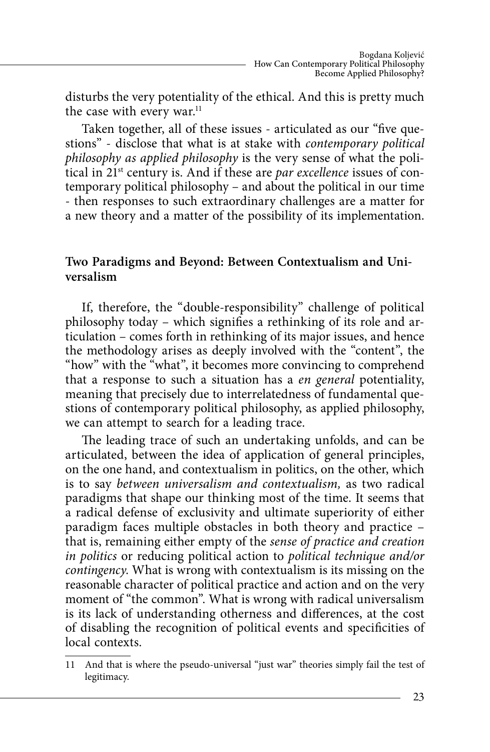disturbs the very potentiality of the ethical. And this is pretty much the case with every war.[11]

Taken together, all of these issues - articulated as our "five questions" - disclose that what is at stake with *contemporary political philosophy as applied philosophy* is the very sense of what the political in 21st century is. And if these are *par excellence* issues of contemporary political philosophy – and about the political in our time - then responses to such extraordinary challenges are a matter for a new theory and a matter of the possibility of its implementation.

## Two Paradigms and Beyond: Between Contextualism and Universalism

If, therefore, the "double-responsibility" challenge of political philosophy today – which signifies a rethinking of its role and articulation – comes forth in rethinking of its major issues, and hence the methodology arises as deeply involved with the "content", the "how" with the "what", it becomes more convincing to comprehend that a response to such a situation has a *en general* potentiality, meaning that precisely due to interrelatedness of fundamental questions of contemporary political philosophy, as applied philosophy, we can attempt to search for a leading trace.

The leading trace of such an undertaking unfolds, and can be articulated, between the idea of application of general principles, on the one hand, and contextualism in politics, on the other, which is to say *between universalism and contextualism,* as two radical paradigms that shape our thinking most of the time. It seems that a radical defense of exclusivity and ultimate superiority of either paradigm faces multiple obstacles in both theory and practice – that is, remaining either empty of the *sense of practice and creation in politics* or reducing political action to *political technique and/or contingency*. What is wrong with contextualism is its missing on the reasonable character of political practice and action and on the very moment of "the common". What is wrong with radical universalism is its lack of understanding otherness and differences, at the cost of disabling the recognition of political events and specificities of local contexts.

---

11 And that is where the pseudo-universal "just war" theories simply fail the test of legitimacy.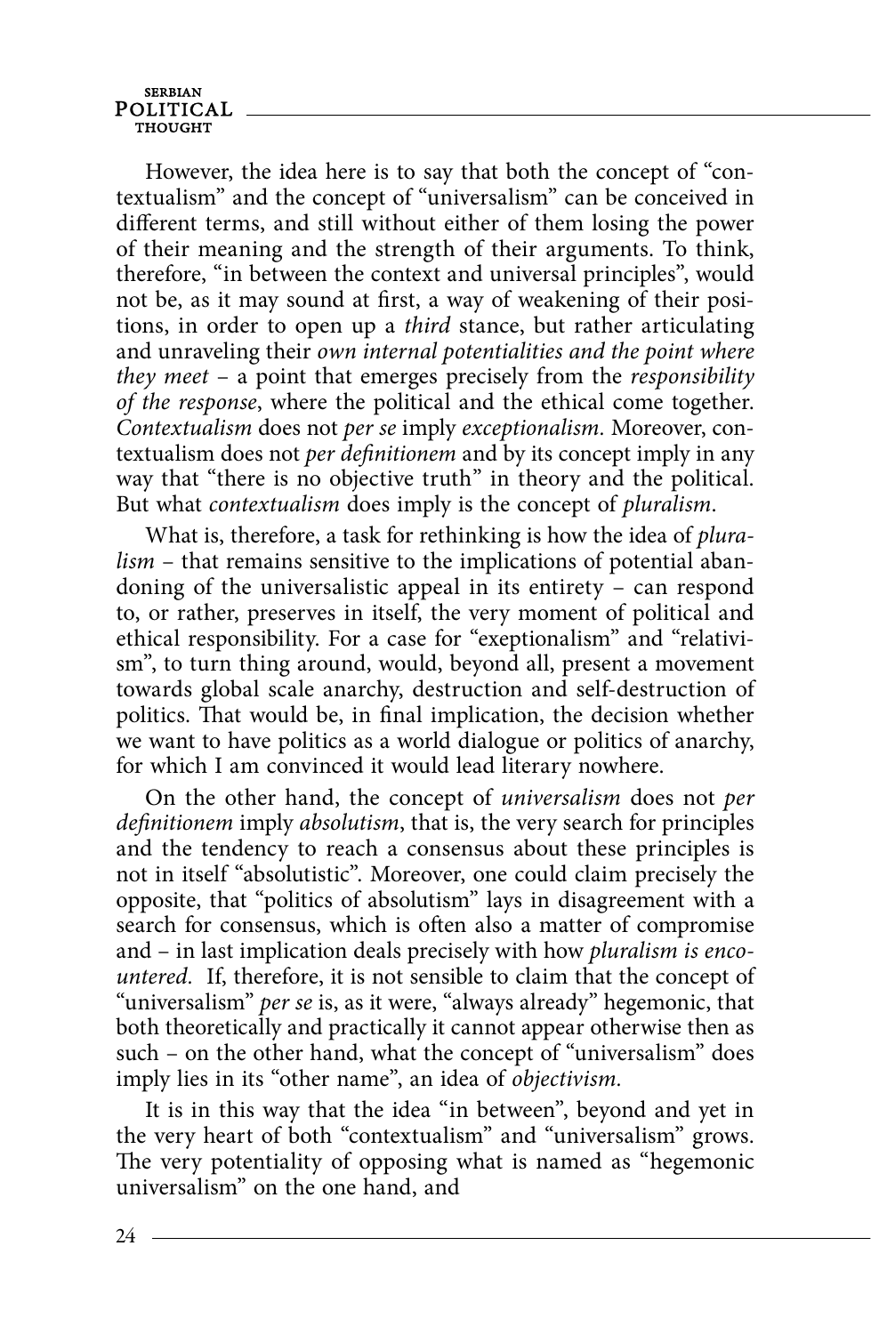However, the idea here is to say that both the concept of "contextualism" and the concept of "universalism" can be conceived in different terms, and still without either of them losing the power of their meaning and the strength of their arguments. To think, therefore, "in between the context and universal principles", would not be, as it may sound at first, a way of weakening of their positions, in order to open up a *third* stance, but rather articulating and unraveling their *own internal potentialities and the point where they meet* – a point that emerges precisely from the *responsibility of the response*, where the political and the ethical come together. *Contextualism* does not *per se* imply *exceptionalism*. Moreover, contextualism does not *per definitionem* and by its concept imply in any way that "there is no objective truth" in theory and the political. But what *contextualism* does imply is the concept of *pluralism*.

What is, therefore, a task for rethinking is how the idea of *pluralism* – that remains sensitive to the implications of potential abandoning of the universalistic appeal in its entirety – can respond to, or rather, preserves in itself, the very moment of political and ethical responsibility. For a case for "exeptionalism" and "relativism", to turn thing around, would, beyond all, present a movement towards global scale anarchy, destruction and self-destruction of politics. That would be, in final implication, the decision whether we want to have politics as a world dialogue or politics of anarchy, for which I am convinced it would lead literary nowhere.

On the other hand, the concept of *universalism* does not *per definitionem* imply *absolutism*, that is, the very search for principles and the tendency to reach a consensus about these principles is not in itself "absolutistic". Moreover, one could claim precisely the opposite, that "politics of absolutism" lays in disagreement with a search for consensus, which is often also a matter of compromise and – in last implication deals precisely with how *pluralism is encountered*. If, therefore, it is not sensible to claim that the concept of "universalism" *per se* is, as it were, "always already" hegemonic, that both theoretically and practically it cannot appear otherwise then as such – on the other hand, what the concept of "universalism" does imply lies in its "other name", an idea of *objectivism*.

It is in this way that the idea "in between", beyond and yet in the very heart of both "contextualism" and "universalism" grows. The very potentiality of opposing what is named as "hegemonic universalism" on the one hand, and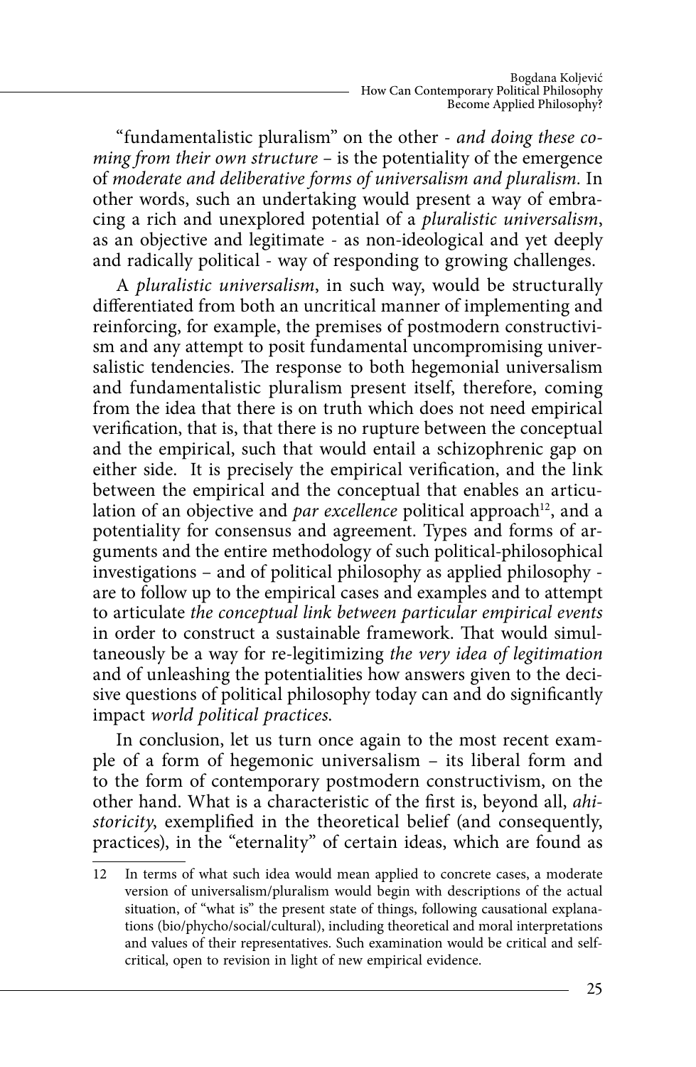"fundamentalistic pluralism" on the other - *and doing these coming from their own structure* – is the potentiality of the emergence of *moderate and deliberative forms of universalism and pluralism*. In other words, such an undertaking would present a way of embracing a rich and unexplored potential of a *pluralistic universalism*, as an objective and legitimate - as non-ideological and yet deeply and radically political - way of responding to growing challenges.

A *pluralistic universalism*, in such way, would be structurally differentiated from both an uncritical manner of implementing and reinforcing, for example, the premises of postmodern constructivism and any attempt to posit fundamental uncompromising universalistic tendencies. The response to both hegemonial universalism and fundamentalistic pluralism present itself, therefore, coming from the idea that there is on truth which does not need empirical verification, that is, that there is no rupture between the conceptual and the empirical, such that would entail a schizophrenic gap on either side. It is precisely the empirical verification, and the link between the empirical and the conceptual that enables an articulation of an objective and *par excellence* political approach[12], and a potentiality for consensus and agreement. Types and forms of arguments and the entire methodology of such political-philosophical investigations – and of political philosophy as applied philosophy - are to follow up to the empirical cases and examples and to attempt to articulate *the conceptual link between particular empirical events* in order to construct a sustainable framework. That would simultaneously be a way for re-legitimizing *the very idea of legitimation* and of unleashing the potentialities how answers given to the decisive questions of political philosophy today can and do significantly impact *world political practices*.

In conclusion, let us turn once again to the most recent example of a form of hegemonic universalism – its liberal form and to the form of contemporary postmodern constructivism, on the other hand. What is a characteristic of the first is, beyond all, *ahistoricity*, exemplified in the theoretical belief (and consequently, practices), in the "eternality" of certain ideas, which are found as

---

12 In terms of what such idea would mean applied to concrete cases, a moderate version of universalism/pluralism would begin with descriptions of the actual situation, of "what is" the present state of things, following causational explanations (bio/phycho/social/cultural), including theoretical and moral interpretations and values of their representatives. Such examination would be critical and self-critical, open to revision in light of new empirical evidence.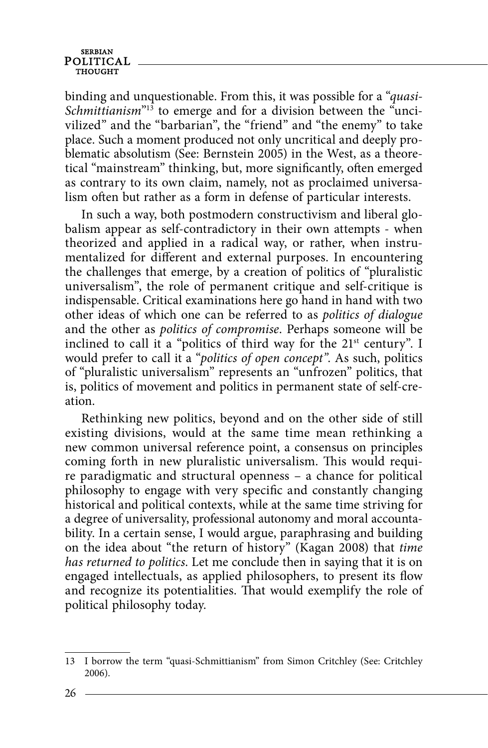binding and unquestionable. From this, it was possible for a "*quasi-Schmittianism*"[13] to emerge and for a division between the "uncivilized" and the "barbarian", the "friend" and "the enemy" to take place. Such a moment produced not only uncritical and deeply problematic absolutism (See: Bernstein 2005) in the West, as a theoretical "mainstream" thinking, but, more significantly, often emerged as contrary to its own claim, namely, not as proclaimed universalism often but rather as a form in defense of particular interests.

In such a way, both postmodern constructivism and liberal globalism appear as self-contradictory in their own attempts - when theorized and applied in a radical way, or rather, when instrumentalized for different and external purposes. In encountering the challenges that emerge, by a creation of politics of "pluralistic universalism", the role of permanent critique and self-critique is indispensable. Critical examinations here go hand in hand with two other ideas of which one can be referred to as *politics of dialogue* and the other as *politics of compromise*. Perhaps someone will be inclined to call it a "politics of third way for the 21st century". I would prefer to call it a "*politics of open concept"*. As such, politics of "pluralistic universalism" represents an "unfrozen" politics, that is, politics of movement and politics in permanent state of self-creation.

Rethinking new politics, beyond and on the other side of still existing divisions, would at the same time mean rethinking a new common universal reference point, a consensus on principles coming forth in new pluralistic universalism. This would require paradigmatic and structural openness – a chance for political philosophy to engage with very specific and constantly changing historical and political contexts, while at the same time striving for a degree of universality, professional autonomy and moral accountability. In a certain sense, I would argue, paraphrasing and building on the idea about "the return of history" (Kagan 2008) that *time has returned to politics*. Let me conclude then in saying that it is on engaged intellectuals, as applied philosophers, to present its flow and recognize its potentialities. That would exemplify the role of political philosophy today.

---

13 I borrow the term "quasi-Schmittianism" from Simon Critchley (See: Critchley 2006).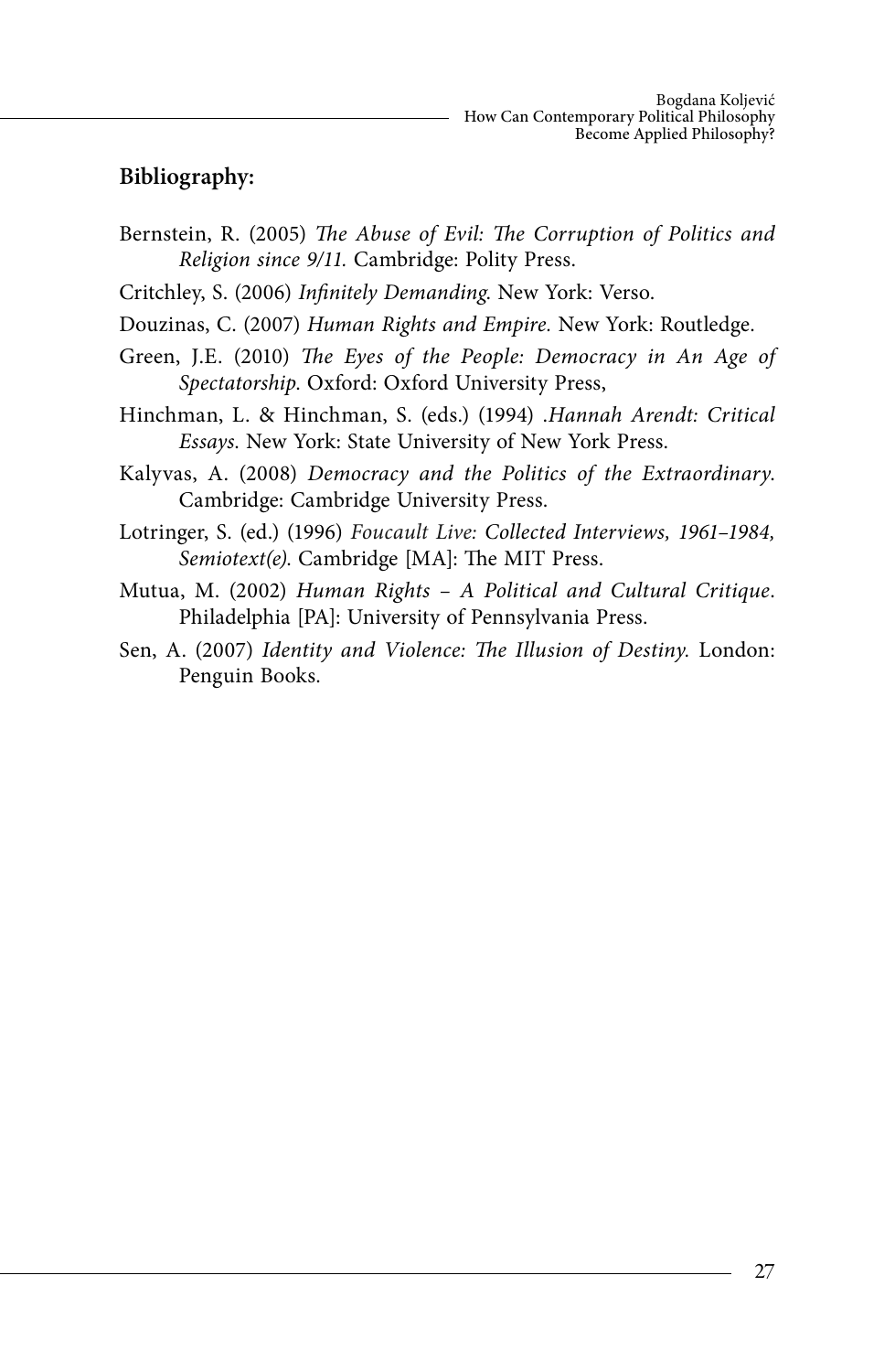**Bibliography:**

Bernstein, R. (2005) *The Abuse of Evil: The Corruption of Politics and Religion since 9/11.* Cambridge: Polity Press.

Critchley, S. (2006) *Infinitely Demanding*. New York: Verso.

Douzinas, C. (2007) *Human Rights and Empire.* New York: Routledge.

Green, J.E. (2010) *The Eyes of the People: Democracy in An Age of Spectatorship*. Oxford: Oxford University Press,

Hinchman, L. & Hinchman, S. (eds.) (1994) .*Hannah Arendt: Critical Essays*. New York: State University of New York Press.

Kalyvas, A. (2008) *Democracy and the Politics of the Extraordinary*. Cambridge: Cambridge University Press.

Lotringer, S. (ed.) (1996) *Foucault Live: Collected Interviews, 1961–1984, Semiotext(e)*. Cambridge [MA]: The MIT Press.

Mutua, M. (2002) *Human Rights – A Political and Cultural Critique*. Philadelphia [PA]: University of Pennsylvania Press.

Sen, A. (2007) *Identity and Violence: The Illusion of Destiny.* London: Penguin Books.